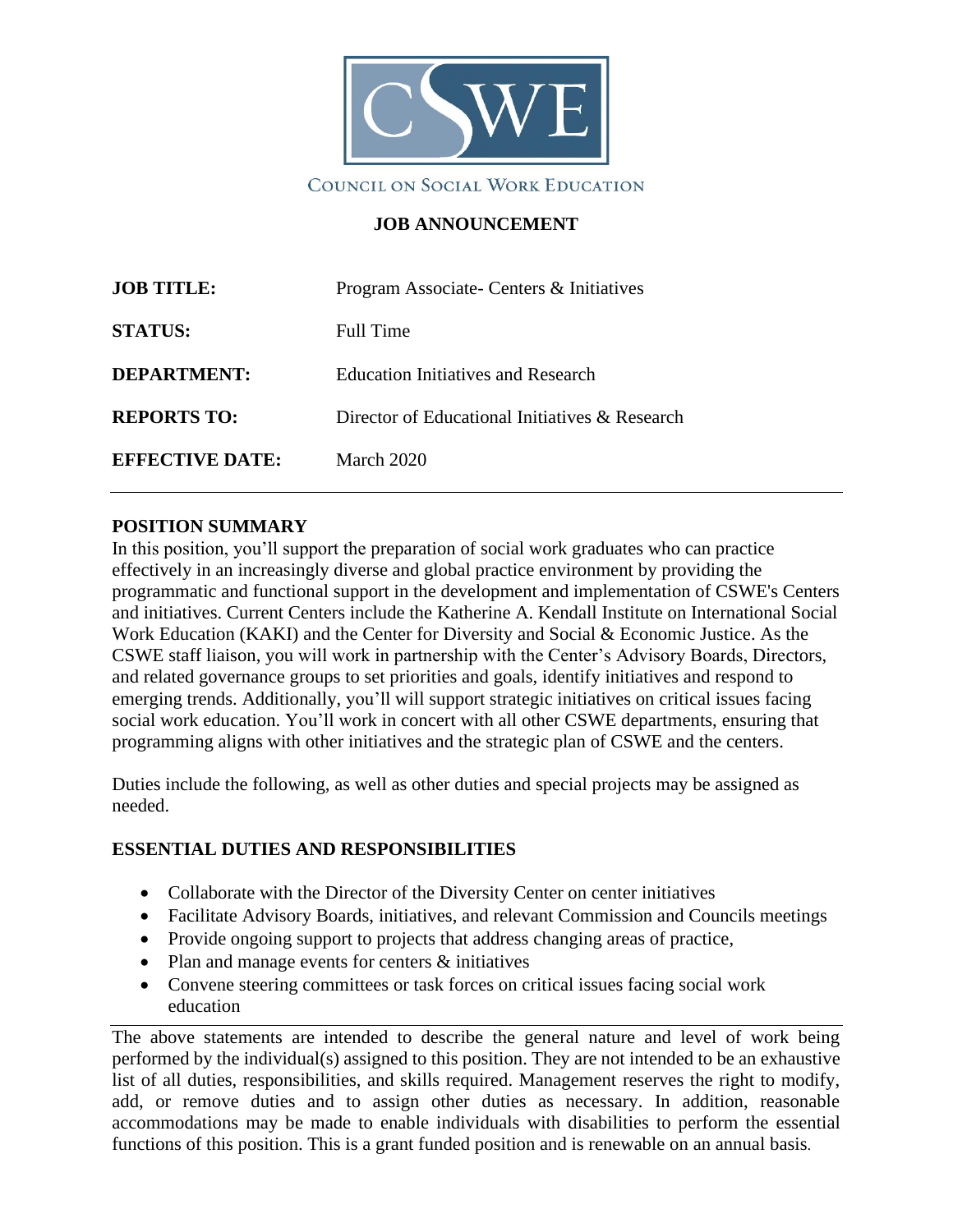COUNCIL ON SOCIAL WORK EDUCATION

# JOB ANNOUNCEMENT

| | |
|---|---|
| **JOB TITLE:** | Program Associate- Centers & Initiatives |
| **STATUS:** | Full Time |
| **DEPARTMENT:** | Education Initiatives and Research |
| **REPORTS TO:** | Director of Educational Initiatives & Research |
| **EFFECTIVE DATE:** | March 2020 |

## POSITION SUMMARY

In this position, you'll support the preparation of social work graduates who can practice effectively in an increasingly diverse and global practice environment by providing the programmatic and functional support in the development and implementation of CSWE's Centers and initiatives. Current Centers include the Katherine A. Kendall Institute on International Social Work Education (KAKI) and the Center for Diversity and Social & Economic Justice. As the CSWE staff liaison, you will work in partnership with the Center's Advisory Boards, Directors, and related governance groups to set priorities and goals, identify initiatives and respond to emerging trends. Additionally, you'll will support strategic initiatives on critical issues facing social work education. You'll work in concert with all other CSWE departments, ensuring that programming aligns with other initiatives and the strategic plan of CSWE and the centers.

Duties include the following, as well as other duties and special projects may be assigned as needed.

## ESSENTIAL DUTIES AND RESPONSIBILITIES

- Collaborate with the Director of the Diversity Center on center initiatives
- Facilitate Advisory Boards, initiatives, and relevant Commission and Councils meetings
- Provide ongoing support to projects that address changing areas of practice,
- Plan and manage events for centers & initiatives
- Convene steering committees or task forces on critical issues facing social work education

The above statements are intended to describe the general nature and level of work being performed by the individual(s) assigned to this position. They are not intended to be an exhaustive list of all duties, responsibilities, and skills required. Management reserves the right to modify, add, or remove duties and to assign other duties as necessary. In addition, reasonable accommodations may be made to enable individuals with disabilities to perform the essential functions of this position. This is a grant funded position and is renewable on an annual basis.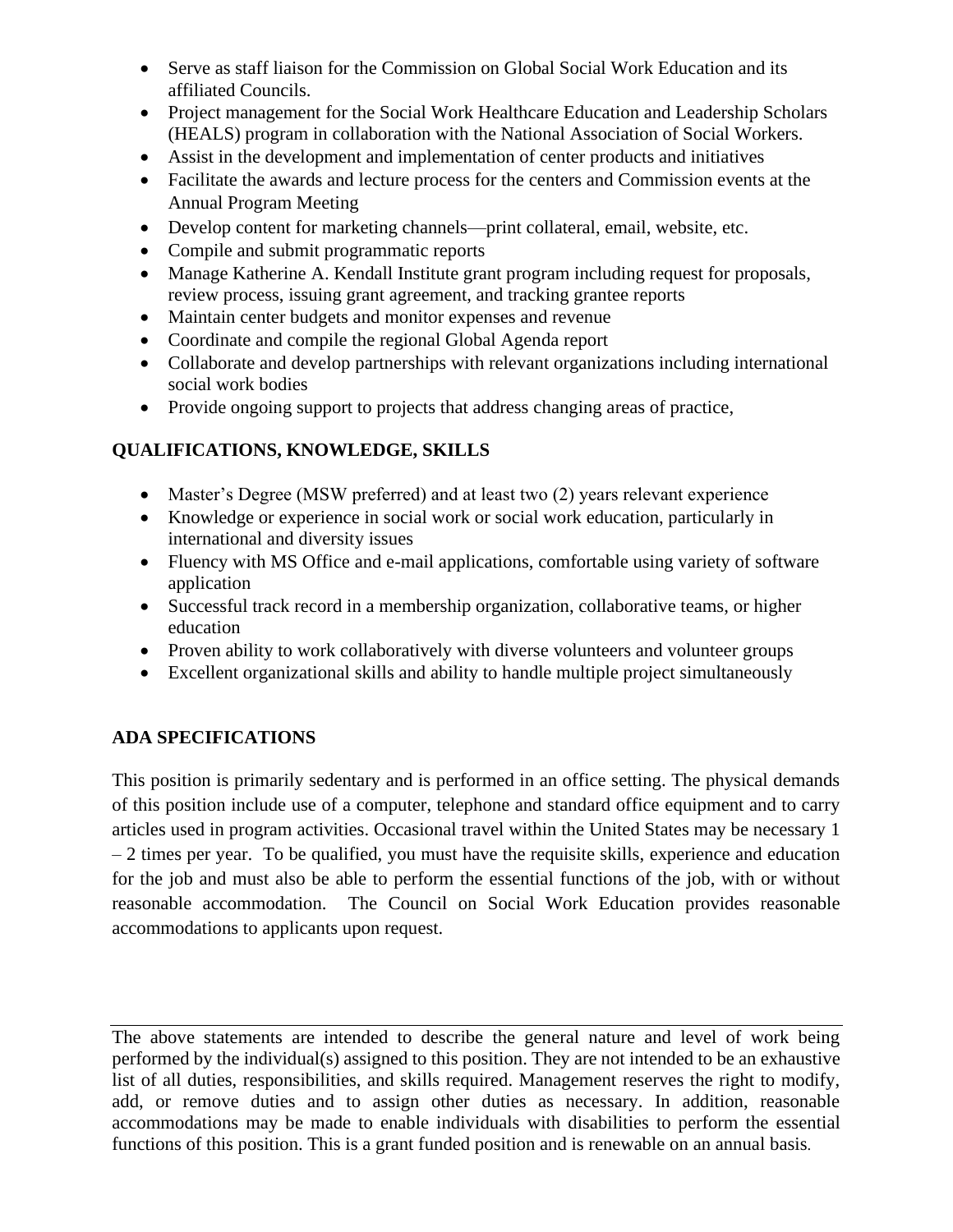- Serve as staff liaison for the Commission on Global Social Work Education and its affiliated Councils.
- Project management for the Social Work Healthcare Education and Leadership Scholars (HEALS) program in collaboration with the National Association of Social Workers.
- Assist in the development and implementation of center products and initiatives
- Facilitate the awards and lecture process for the centers and Commission events at the Annual Program Meeting
- Develop content for marketing channels—print collateral, email, website, etc.
- Compile and submit programmatic reports
- Manage Katherine A. Kendall Institute grant program including request for proposals, review process, issuing grant agreement, and tracking grantee reports
- Maintain center budgets and monitor expenses and revenue
- Coordinate and compile the regional Global Agenda report
- Collaborate and develop partnerships with relevant organizations including international social work bodies
- Provide ongoing support to projects that address changing areas of practice,

## QUALIFICATIONS, KNOWLEDGE, SKILLS

- Master's Degree (MSW preferred) and at least two (2) years relevant experience
- Knowledge or experience in social work or social work education, particularly in international and diversity issues
- Fluency with MS Office and e-mail applications, comfortable using variety of software application
- Successful track record in a membership organization, collaborative teams, or higher education
- Proven ability to work collaboratively with diverse volunteers and volunteer groups
- Excellent organizational skills and ability to handle multiple project simultaneously

## ADA SPECIFICATIONS

This position is primarily sedentary and is performed in an office setting. The physical demands of this position include use of a computer, telephone and standard office equipment and to carry articles used in program activities. Occasional travel within the United States may be necessary 1 – 2 times per year. To be qualified, you must have the requisite skills, experience and education for the job and must also be able to perform the essential functions of the job, with or without reasonable accommodation. The Council on Social Work Education provides reasonable accommodations to applicants upon request.

---

The above statements are intended to describe the general nature and level of work being performed by the individual(s) assigned to this position. They are not intended to be an exhaustive list of all duties, responsibilities, and skills required. Management reserves the right to modify, add, or remove duties and to assign other duties as necessary. In addition, reasonable accommodations may be made to enable individuals with disabilities to perform the essential functions of this position. This is a grant funded position and is renewable on an annual basis.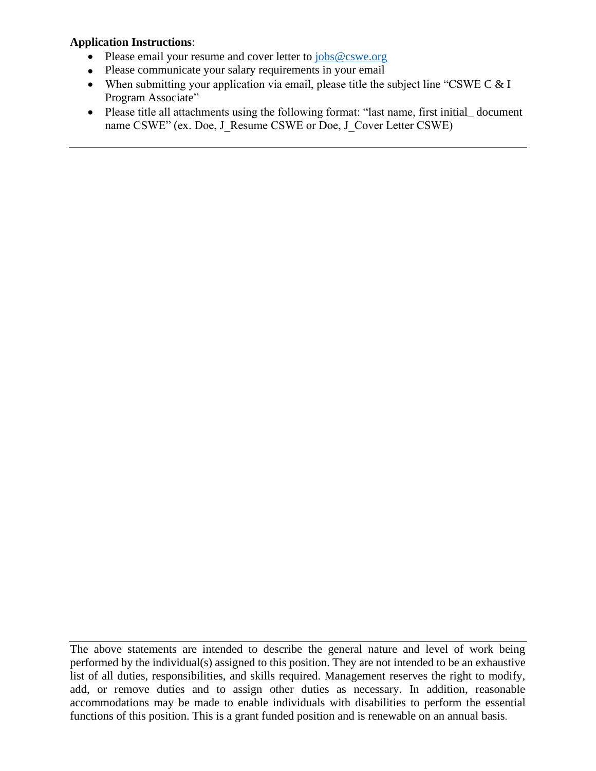**Application Instructions**:

- Please email your resume and cover letter to jobs@cswe.org
- Please communicate your salary requirements in your email
- When submitting your application via email, please title the subject line "CSWE C & I Program Associate"
- Please title all attachments using the following format: "last name, first initial_ document name CSWE" (ex. Doe, J_Resume CSWE or Doe, J_Cover Letter CSWE)

---

The above statements are intended to describe the general nature and level of work being performed by the individual(s) assigned to this position. They are not intended to be an exhaustive list of all duties, responsibilities, and skills required. Management reserves the right to modify, add, or remove duties and to assign other duties as necessary. In addition, reasonable accommodations may be made to enable individuals with disabilities to perform the essential functions of this position. This is a grant funded position and is renewable on an annual basis.